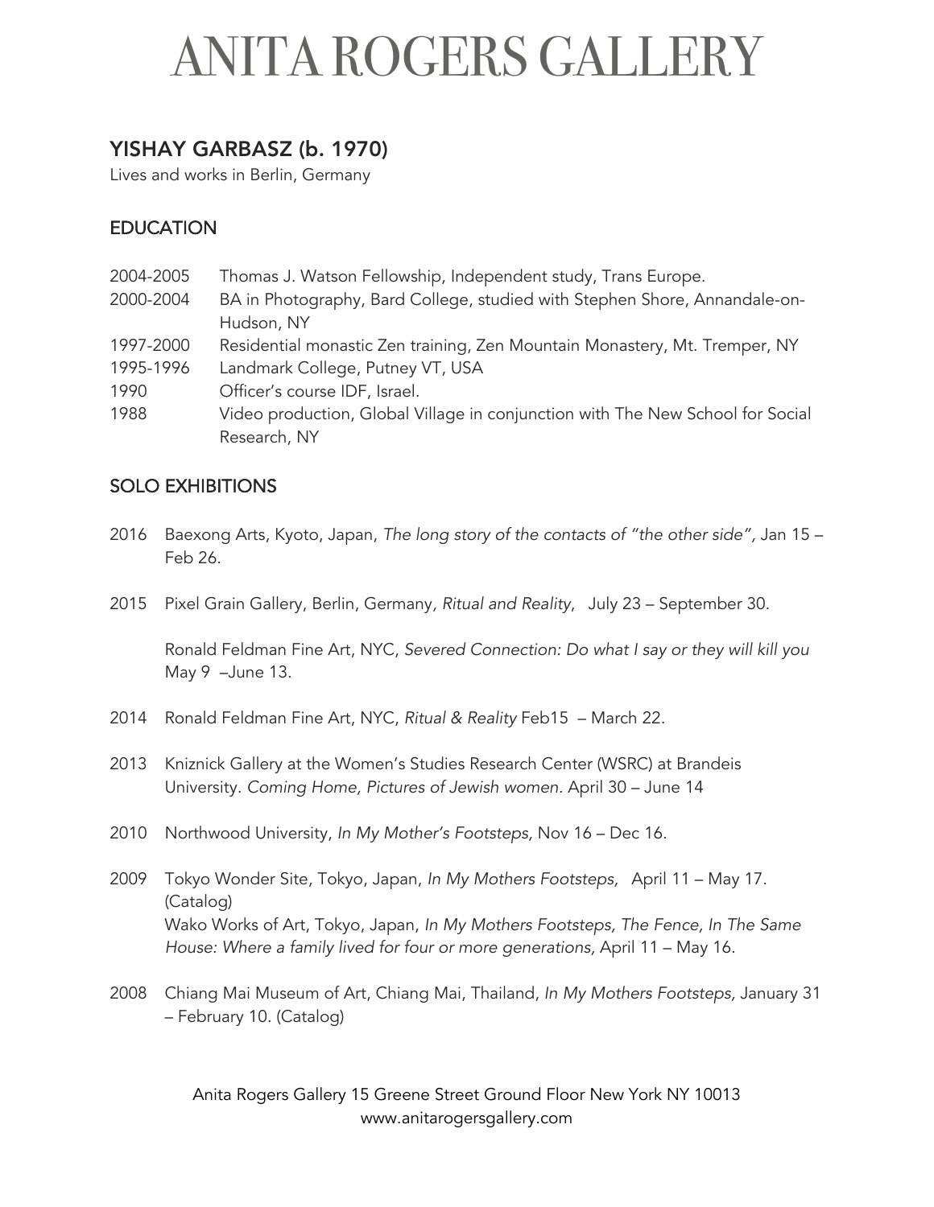# ANITA ROGERS GALLERY

## YISHAY GARBASZ (b. 1970)

Lives and works in Berlin, Germany

### EDUCATION

2004-2005 Thomas J. Watson Fellowship, Independent study, Trans Europe.

2000-2004 BA in Photography, Bard College, studied with Stephen Shore, Annandale-on-Hudson, NY

1997-2000 Residential monastic Zen training, Zen Mountain Monastery, Mt. Tremper, NY

1995-1996 Landmark College, Putney VT, USA

1990 Officer's course IDF, Israel.

1988 Video production, Global Village in conjunction with The New School for Social Research, NY

### SOLO EXHIBITIONS

2016 Baexong Arts, Kyoto, Japan, *The long story of the contacts of "the other side"*, Jan 15 – Feb 26.

2015 Pixel Grain Gallery, Berlin, Germany, *Ritual and Reality*, July 23 – September 30.

Ronald Feldman Fine Art, NYC, *Severed Connection: Do what I say or they will kill you* May 9 –June 13.

2014 Ronald Feldman Fine Art, NYC, *Ritual & Reality* Feb15 – March 22.

2013 Kniznick Gallery at the Women's Studies Research Center (WSRC) at Brandeis University. *Coming Home, Pictures of Jewish women.* April 30 – June 14

2010 Northwood University, *In My Mother's Footsteps,* Nov 16 – Dec 16.

2009 Tokyo Wonder Site, Tokyo, Japan, *In My Mothers Footsteps,* April 11 – May 17. (Catalog)
Wako Works of Art, Tokyo, Japan, *In My Mothers Footsteps, The Fence, In The Same House: Where a family lived for four or more generations,* April 11 – May 16.

2008 Chiang Mai Museum of Art, Chiang Mai, Thailand, *In My Mothers Footsteps,* January 31 – February 10. (Catalog)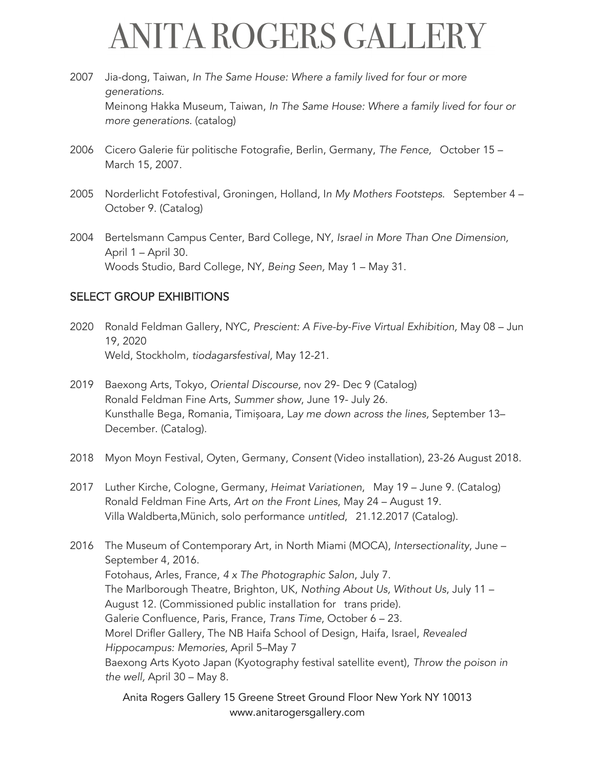2007 Jia-dong, Taiwan, *In The Same House: Where a family lived for four or more generations.*
Meinong Hakka Museum, Taiwan, *In The Same House: Where a family lived for four or more generations*. (catalog)

2006 Cicero Galerie für politische Fotografie, Berlin, Germany, *The Fence,* October 15 – March 15, 2007.

2005 Norderlicht Fotofestival, Groningen, Holland, I*n My Mothers Footsteps*. September 4 – October 9. (Catalog)

2004 Bertelsmann Campus Center, Bard College, NY, *Israel in More Than One Dimension,* April 1 – April 30.
Woods Studio, Bard College, NY, *Being Seen,* May 1 – May 31.

## SELECT GROUP EXHIBITIONS

2020 Ronald Feldman Gallery, NYC, *Prescient: A Five-by-Five Virtual Exhibition,* May 08 – Jun 19, 2020
Weld, Stockholm, *tiodagarsfestival*, May 12-21.

2019 Baexong Arts, Tokyo, *Oriental Discourse*, nov 29- Dec 9 (Catalog)
Ronald Feldman Fine Arts, *Summer show*, June 19- July 26.
Kunsthalle Bega, Romania, Timișoara, L*ay me down across the lines,* September 13– December. (Catalog).

2018 Myon Moyn Festival, Oyten, Germany, *Consent* (Video installation), 23-26 August 2018.

2017 Luther Kirche, Cologne, Germany, *Heimat Variationen*, May 19 – June 9. (Catalog)
Ronald Feldman Fine Arts, *Art on the Front Lines*, May 24 – August 19.
Villa Waldberta,Münich, solo performance *untitled*, 21.12.2017 (Catalog).

2016 The Museum of Contemporary Art, in North Miami (MOCA), *Intersectionality*, June – September 4, 2016.
Fotohaus, Arles, France, *4 x The Photographic Salon*, July 7.
The Marlborough Theatre, Brighton, UK, *Nothing About Us, Without Us*, July 11 – August 12. (Commissioned public installation for trans pride).
Galerie Confluence, Paris, France, *Trans Time*, October 6 – 23.
Morel Drifler Gallery, The NB Haifa School of Design, Haifa, Israel, *Revealed Hippocampus: Memories*, April 5–May 7
Baexong Arts Kyoto Japan (Kyotography festival satellite event), *Throw the poison in the well,* April 30 – May 8.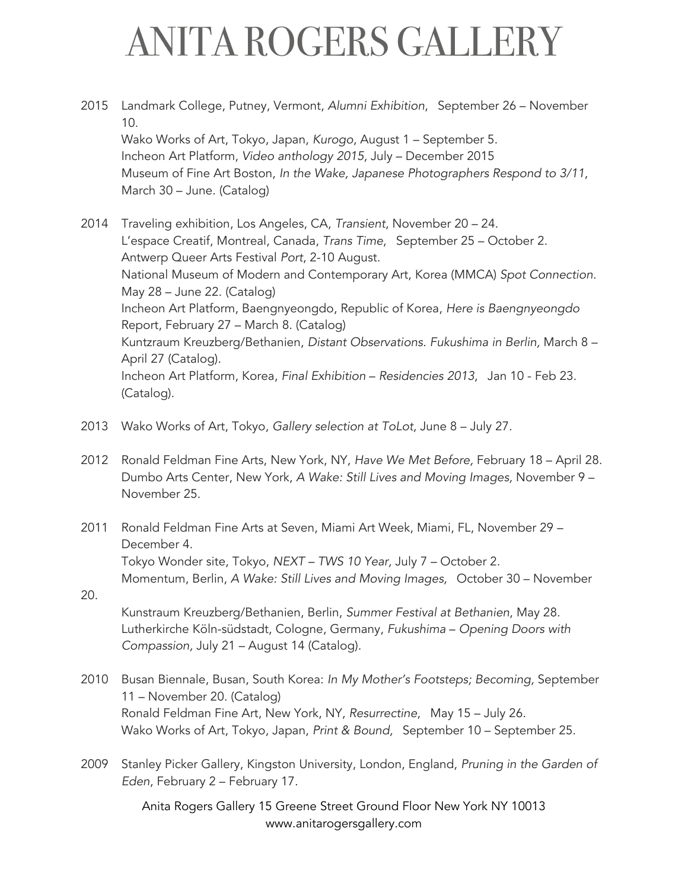2015 Landmark College, Putney, Vermont, *Alumni Exhibition*, September 26 – November 10.
Wako Works of Art, Tokyo, Japan, *Kurogo*, August 1 – September 5.
Incheon Art Platform, *Video anthology 2015*, July – December 2015
Museum of Fine Art Boston, *In the Wake, Japanese Photographers Respond to 3/11*, March 30 – June. (Catalog)

2014 Traveling exhibition, Los Angeles, CA, *Transient*, November 20 – 24.
L'espace Creatif, Montreal, Canada, *Trans Time*, September 25 – October 2.
Antwerp Queer Arts Festival *Port*, 2-10 August.
National Museum of Modern and Contemporary Art, Korea (MMCA) *Spot Connection*. May 28 – June 22. (Catalog)
Incheon Art Platform, Baengnyeongdo, Republic of Korea, *Here is Baengnyeongdo* Report, February 27 – March 8. (Catalog)
Kuntzraum Kreuzberg/Bethanien, *Distant Observations. Fukushima in Berlin,* March 8 – April 27 (Catalog).
Incheon Art Platform, Korea, *Final Exhibition – Residencies 2013*, Jan 10 - Feb 23. (Catalog).

2013 Wako Works of Art, Tokyo, *Gallery selection at ToLot,* June 8 – July 27.

2012 Ronald Feldman Fine Arts, New York, NY, *Have We Met Before,* February 18 – April 28.
Dumbo Arts Center, New York, *A Wake: Still Lives and Moving Images,* November 9 – November 25.

2011 Ronald Feldman Fine Arts at Seven, Miami Art Week, Miami, FL, November 29 – December 4.
Tokyo Wonder site, Tokyo, *NEXT – TWS 10 Year,* July 7 – October 2.
Momentum, Berlin, *A Wake: Still Lives and Moving Images,* October 30 – November 20.
Kunstraum Kreuzberg/Bethanien, Berlin, *Summer Festival at Bethanien*, May 28.
Lutherkirche Köln-südstadt, Cologne, Germany, *Fukushima – Opening Doors with Compassion*, July 21 – August 14 (Catalog).

2010 Busan Biennale, Busan, South Korea: *In My Mother's Footsteps; Becoming,* September 11 – November 20. (Catalog)
Ronald Feldman Fine Art, New York, NY, *Resurrectine*, May 15 – July 26.
Wako Works of Art, Tokyo, Japan, *Print & Bound,* September 10 – September 25.

2009 Stanley Picker Gallery, Kingston University, London, England, *Pruning in the Garden of Eden*, February 2 – February 17.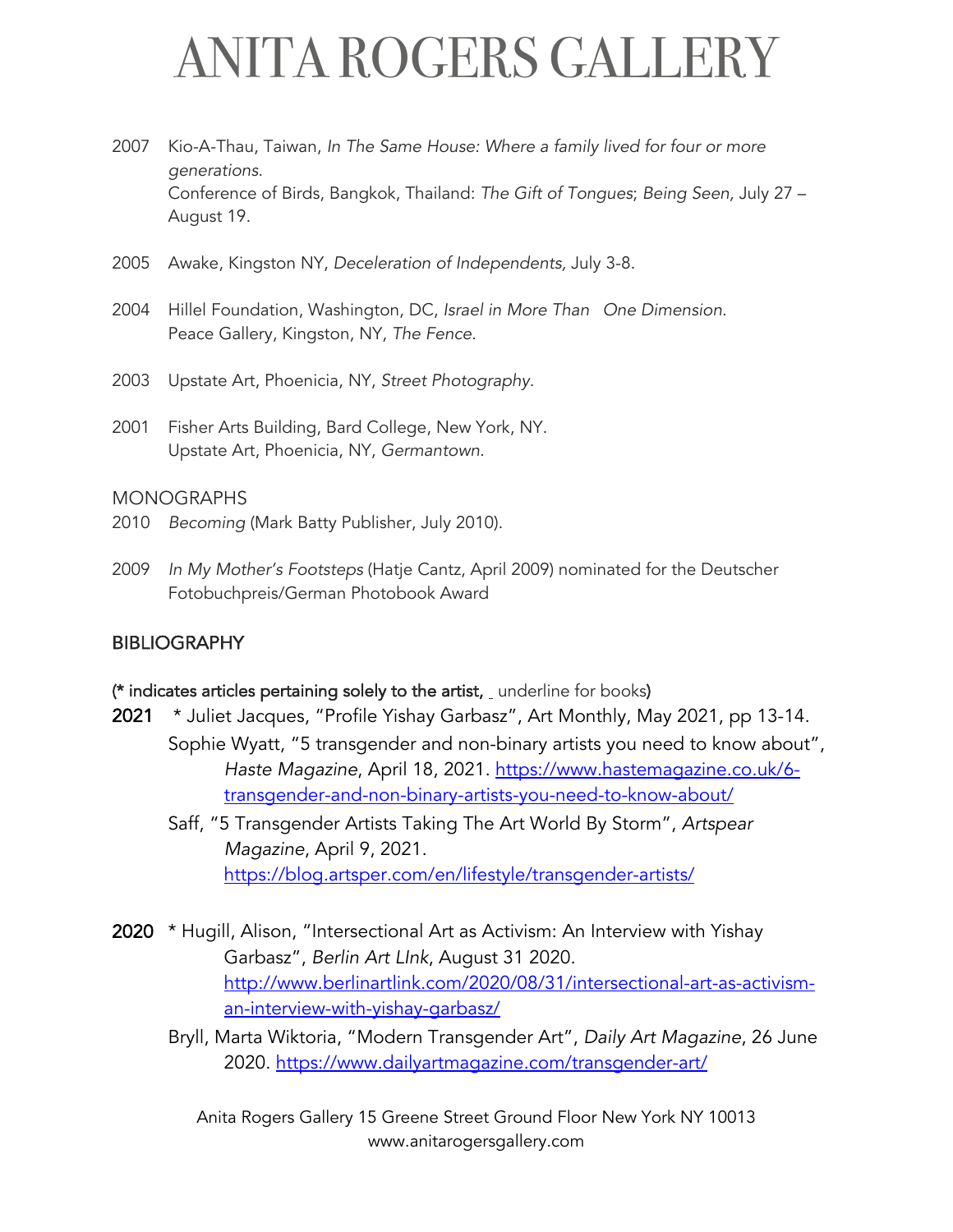2007 Kio-A-Thau, Taiwan, *In The Same House: Where a family lived for four or more generations.*
Conference of Birds, Bangkok, Thailand: *The Gift of Tongues*; *Being Seen,* July 27 – August 19.

2005 Awake, Kingston NY, *Deceleration of Independents,* July 3-8.

2004 Hillel Foundation, Washington, DC, *Israel in More Than One Dimension.*
Peace Gallery, Kingston, NY, *The Fence.*

2003 Upstate Art, Phoenicia, NY, *Street Photography.*

2001 Fisher Arts Building, Bard College, New York, NY.
Upstate Art, Phoenicia, NY, *Germantown.*

MONOGRAPHS

2010 *Becoming* (Mark Batty Publisher, July 2010).

2009 *In My Mother's Footsteps* (Hatje Cantz, April 2009) nominated for the Deutscher Fotobuchpreis/German Photobook Award

## BIBLIOGRAPHY

(* indicates articles pertaining solely to the artist, _ underline for books)

**2021** * Juliet Jacques, "Profile Yishay Garbasz", Art Monthly, May 2021, pp 13-14.
Sophie Wyatt, "5 transgender and non-binary artists you need to know about", *Haste Magazine*, April 18, 2021. https://www.hastemagazine.co.uk/6-transgender-and-non-binary-artists-you-need-to-know-about/
Saff, "5 Transgender Artists Taking The Art World By Storm", *Artspear Magazine*, April 9, 2021. https://blog.artsper.com/en/lifestyle/transgender-artists/

**2020** * Hugill, Alison, "Intersectional Art as Activism: An Interview with Yishay Garbasz", *Berlin Art LInk*, August 31 2020. http://www.berlinartlink.com/2020/08/31/intersectional-art-as-activism-an-interview-with-yishay-garbasz/
Bryll, Marta Wiktoria, "Modern Transgender Art", *Daily Art Magazine*, 26 June 2020. https://www.dailyartmagazine.com/transgender-art/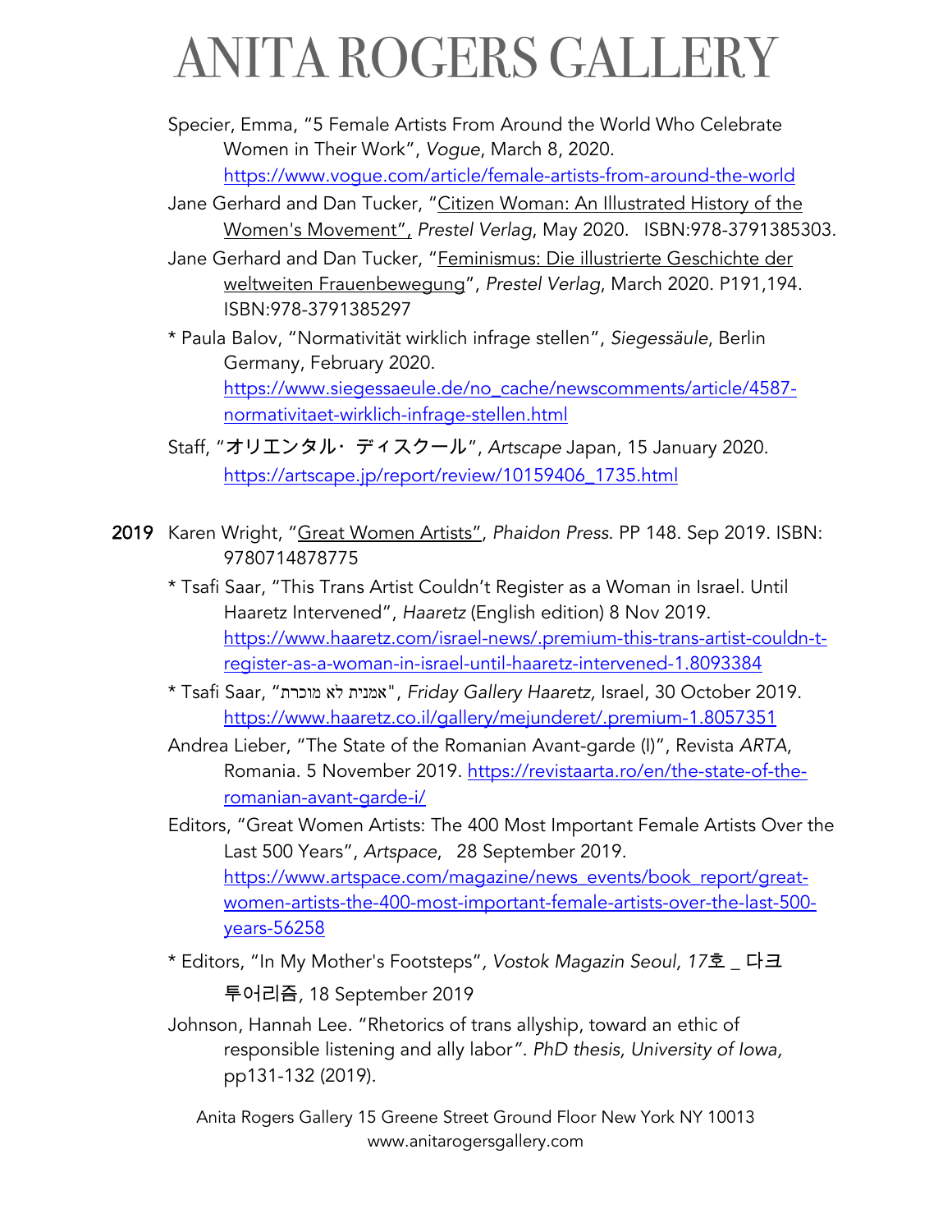Specier, Emma, “5 Female Artists From Around the World Who Celebrate Women in Their Work”, *Vogue*, March 8, 2020. https://www.vogue.com/article/female-artists-from-around-the-world

Jane Gerhard and Dan Tucker, “Citizen Woman: An Illustrated History of the Women's Movement”, *Prestel Verlag*, May 2020. ISBN:978-3791385303.

Jane Gerhard and Dan Tucker, “Feminismus: Die illustrierte Geschichte der weltweiten Frauenbewegung”, *Prestel Verlag*, March 2020. P191,194. ISBN:978-3791385297

* Paula Balov, “Normativität wirklich infrage stellen”, *Siegessäule*, Berlin Germany, February 2020. https://www.siegessaeule.de/no_cache/newscomments/article/4587-normativitaet-wirklich-infrage-stellen.html

Staff, “オリエンタル・ディスクール”, *Artscape* Japan, 15 January 2020. https://artscape.jp/report/review/10159406_1735.html

**2019** Karen Wright, “Great Women Artists”, *Phaidon Press*. PP 148. Sep 2019. ISBN: 9780714878775

* Tsafi Saar, “This Trans Artist Couldn’t Register as a Woman in Israel. Until Haaretz Intervened”, *Haaretz* (English edition) 8 Nov 2019. https://www.haaretz.com/israel-news/.premium-this-trans-artist-couldn-t-register-as-a-woman-in-israel-until-haaretz-intervened-1.8093384

* Tsafi Saar, “אמנית לא מוכרת”, *Friday Gallery Haaretz*, Israel, 30 October 2019. https://www.haaretz.co.il/gallery/mejunderet/.premium-1.8057351

Andrea Lieber, “The State of the Romanian Avant-garde (I)”, Revista *ARTA*, Romania. 5 November 2019. https://revistaarta.ro/en/the-state-of-the-romanian-avant-garde-i/

Editors, “Great Women Artists: The 400 Most Important Female Artists Over the Last 500 Years”, *Artspace*, 28 September 2019. https://www.artspace.com/magazine/news_events/book_report/great-women-artists-the-400-most-important-female-artists-over-the-last-500-years-56258

* Editors, “In My Mother's Footsteps”, *Vostok Magazin Seoul*, *17호* _ 다크 투어리즘, 18 September 2019

Johnson, Hannah Lee. “Rhetorics of trans allyship, toward an ethic of responsible listening and ally labor”. *PhD thesis, University of Iowa*, pp131-132 (2019).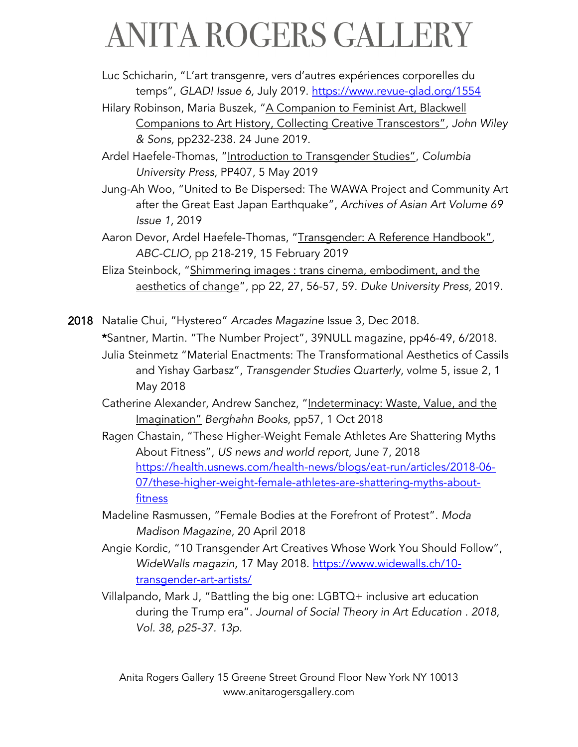Luc Schicharin, "L'art transgenre, vers d'autres expériences corporelles du temps", *GLAD! Issue 6,* July 2019. https://www.revue-glad.org/1554

Hilary Robinson, Maria Buszek, "A Companion to Feminist Art, Blackwell Companions to Art History, Collecting Creative Transcestors", *John Wiley & Sons,* pp232-238. 24 June 2019.

Ardel Haefele-Thomas, "Introduction to Transgender Studies", *Columbia University Press*, PP407, 5 May 2019

Jung-Ah Woo, "United to Be Dispersed: The WAWA Project and Community Art after the Great East Japan Earthquake", *Archives of Asian Art Volume 69 Issue 1*, 2019

Aaron Devor, Ardel Haefele-Thomas, "Transgender: A Reference Handbook", *ABC-CLIO*, pp 218-219, 15 February 2019

Eliza Steinbock, "Shimmering images : trans cinema, embodiment, and the aesthetics of change", pp 22, 27, 56-57, 59. *Duke University Press,* 2019.

**2018** Natalie Chui, "Hystereo" *Arcades Magazine* Issue 3, Dec 2018.

***Santner, Martin. "The Number Project", 39NULL magazine, pp46-49, 6/2018.

Julia Steinmetz "Material Enactments: The Transformational Aesthetics of Cassils and Yishay Garbasz", *Transgender Studies Quarterly*, volme 5, issue 2, 1 May 2018

Catherine Alexander, Andrew Sanchez, "Indeterminacy: Waste, Value, and the Imagination" *Berghahn Books,* pp57, 1 Oct 2018

Ragen Chastain, "These Higher-Weight Female Athletes Are Shattering Myths About Fitness", *US news and world report*, June 7, 2018 https://health.usnews.com/health-news/blogs/eat-run/articles/2018-06-07/these-higher-weight-female-athletes-are-shattering-myths-about-fitness

Madeline Rasmussen, "Female Bodies at the Forefront of Protest". *Moda Madison Magazine*, 20 April 2018

Angie Kordic, "10 Transgender Art Creatives Whose Work You Should Follow", *WideWalls magazin*, 17 May 2018. https://www.widewalls.ch/10-transgender-art-artists/

Villalpando, Mark J, "Battling the big one: LGBTQ+ inclusive art education during the Trump era". *Journal of Social Theory in Art Education . 2018, Vol. 38, p25-37. 13p.*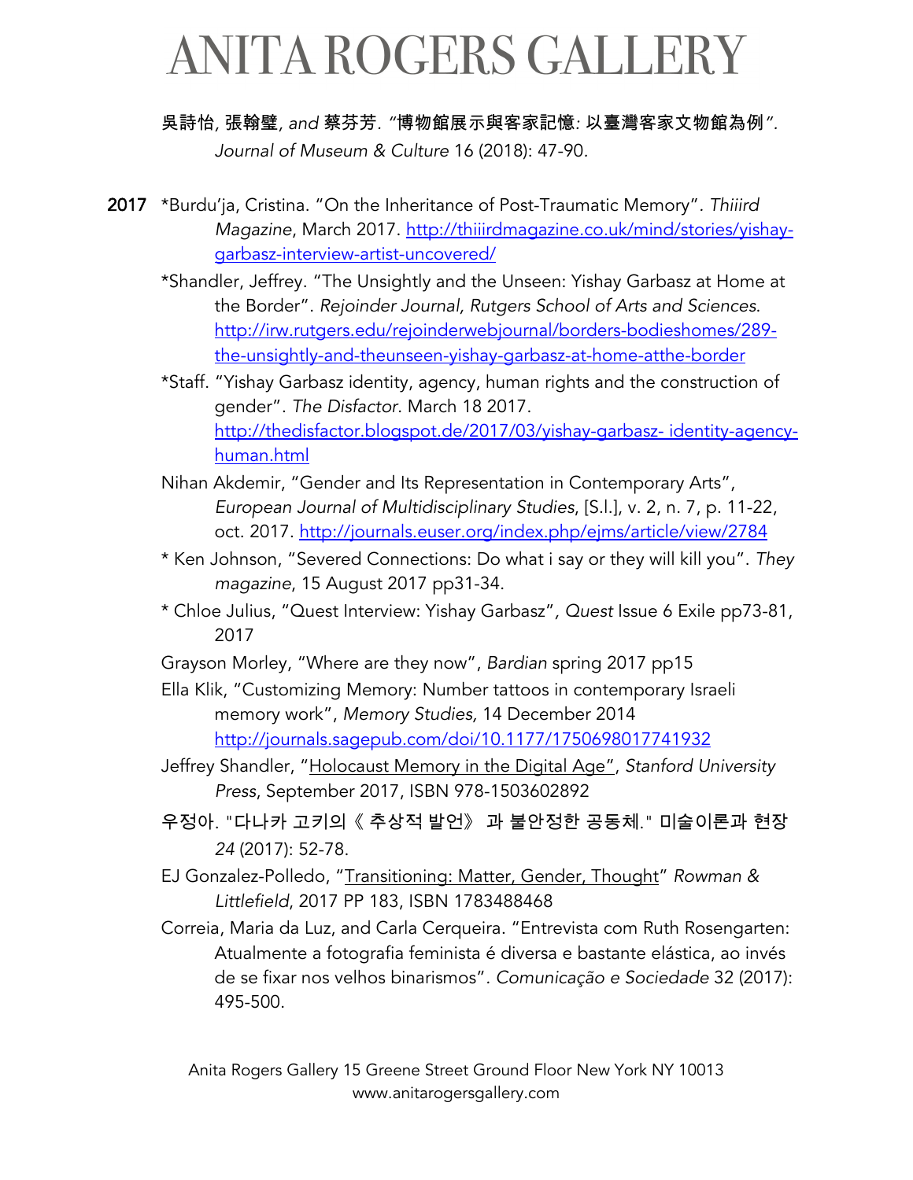吳詩怡, 張翰璧, *and* 蔡芬芳. "博物館展示與客家記憶: 以臺灣客家文物館為例". *Journal of Museum & Culture* 16 (2018): 47-90.

**2017** *Burdu'ja, Cristina. "On the Inheritance of Post-Traumatic Memory". *Thiiird Magazine*, March 2017. http://thiiirdmagazine.co.uk/mind/stories/yishay-garbasz-interview-artist-uncovered/

*Shandler, Jeffrey. "The Unsightly and the Unseen: Yishay Garbasz at Home at the Border". *Rejoinder Journal, Rutgers School of Arts and Sciences*. http://irw.rutgers.edu/rejoinderwebjournal/borders-bodieshomes/289-the-unsightly-and-theunseen-yishay-garbasz-at-home-atthe-border

*Staff. "Yishay Garbasz identity, agency, human rights and the construction of gender". *The Disfactor*. March 18 2017. http://thedisfactor.blogspot.de/2017/03/yishay-garbasz- identity-agency-human.html

Nihan Akdemir, "Gender and Its Representation in Contemporary Arts", *European Journal of Multidisciplinary Studies*, [S.l.], v. 2, n. 7, p. 11-22, oct. 2017. http://journals.euser.org/index.php/ejms/article/view/2784

* Ken Johnson, "Severed Connections: Do what i say or they will kill you". *They magazine*, 15 August 2017 pp31-34.

* Chloe Julius, "Quest Interview: Yishay Garbasz", *Quest* Issue 6 Exile pp73-81, 2017

Grayson Morley, "Where are they now", *Bardian* spring 2017 pp15

Ella Klik, "Customizing Memory: Number tattoos in contemporary Israeli memory work", *Memory Studies,* 14 December 2014 http://journals.sagepub.com/doi/10.1177/1750698017741932

Jeffrey Shandler, "Holocaust Memory in the Digital Age", *Stanford University Press*, September 2017, ISBN 978-1503602892

우정아. "다나카 고키의《 추상적 발언》 과 불안정한 공동체." 미술이론과 현장 *24* (2017): 52-78.

EJ Gonzalez-Polledo, "Transitioning: Matter, Gender, Thought" *Rowman & Littlefield*, 2017 PP 183, ISBN 1783488468

Correia, Maria da Luz, and Carla Cerqueira. "Entrevista com Ruth Rosengarten: Atualmente a fotografia feminista é diversa e bastante elástica, ao invés de se fixar nos velhos binarismos". *Comunicação e Sociedade* 32 (2017): 495-500.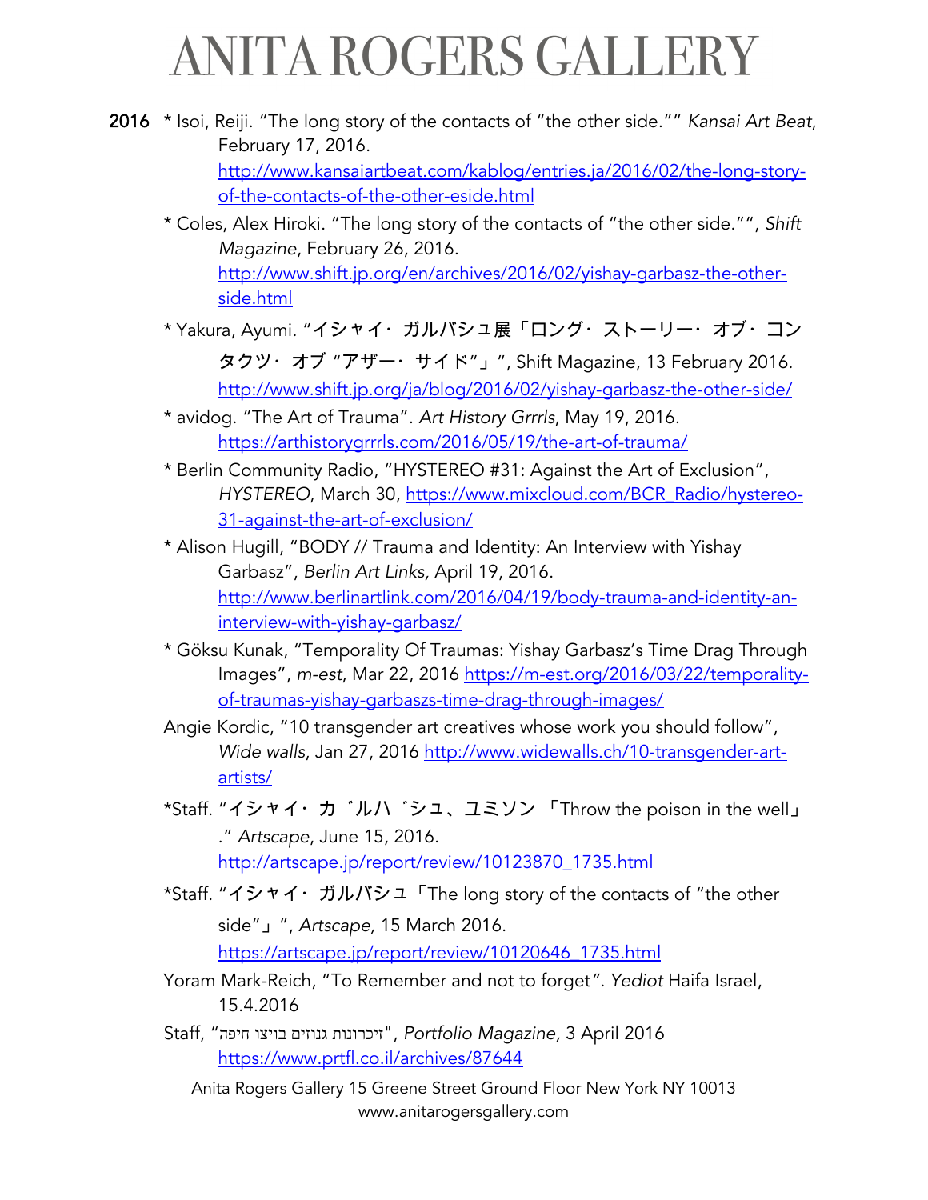# ANITA ROGERS GALLERY

**2016**

* Isoi, Reiji. "The long story of the contacts of "the other side."" *Kansai Art Beat*, February 17, 2016. http://www.kansaiartbeat.com/kablog/entries.ja/2016/02/the-long-story-of-the-contacts-of-the-other-eside.html
* Coles, Alex Hiroki. "The long story of the contacts of "the other side."", *Shift Magazine*, February 26, 2016. http://www.shift.jp.org/en/archives/2016/02/yishay-garbasz-the-other-side.html
* Yakura, Ayumi. "イシャイ・ ガルバシュ展「ロング・ ストーリー・ オブ・ コンタクツ・ オブ "アザー・ サイド"」", Shift Magazine, 13 February 2016. http://www.shift.jp.org/ja/blog/2016/02/yishay-garbasz-the-other-side/
* avidog. "The Art of Trauma". *Art History Grrrls*, May 19, 2016. https://arthistorygrrrls.com/2016/05/19/the-art-of-trauma/
* Berlin Community Radio, "HYSTEREO #31: Against the Art of Exclusion", *HYSTEREO*, March 30, https://www.mixcloud.com/BCR_Radio/hystereo-31-against-the-art-of-exclusion/
* Alison Hugill, "BODY // Trauma and Identity: An Interview with Yishay Garbasz", *Berlin Art Links,* April 19, 2016. http://www.berlinartlink.com/2016/04/19/body-trauma-and-identity-an-interview-with-yishay-garbasz/
* Göksu Kunak, "Temporality Of Traumas: Yishay Garbasz's Time Drag Through Images", *m-est*, Mar 22, 2016 https://m-est.org/2016/03/22/temporality-of-traumas-yishay-garbaszs-time-drag-through-images/

Angie Kordic, "10 transgender art creatives whose work you should follow", *Wide walls*, Jan 27, 2016 http://www.widewalls.ch/10-transgender-art-artists/

*Staff. "イシャイ・ カ゛ルハ゛シュ、ユミソン 「Throw the poison in the well」." *Artscape*, June 15, 2016. http://artscape.jp/report/review/10123870_1735.html

*Staff. "イシャイ・ ガルバシュ「The long story of the contacts of "the other side"」", *Artscape,* 15 March 2016. https://artscape.jp/report/review/10120646_1735.html

Yoram Mark-Reich, "To Remember and not to forget". *Yediot* Haifa Israel, 15.4.2016

Staff, "זיכרונות גנוזים בויצו חיפה", *Portfolio Magazine*, 3 April 2016 https://www.prtfl.co.il/archives/87644

Anita Rogers Gallery 15 Greene Street Ground Floor New York NY 10013
www.anitarogersgallery.com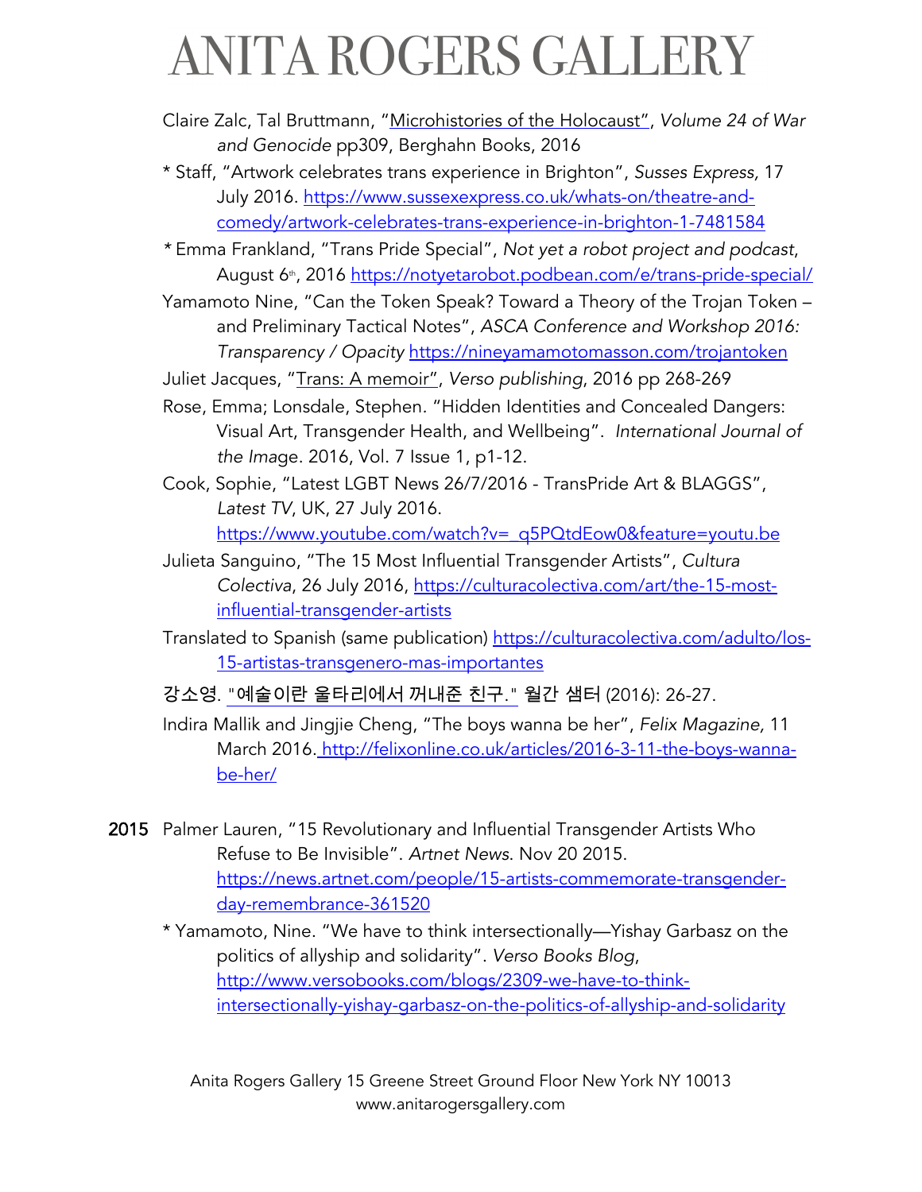Claire Zalc, Tal Bruttmann, "Microhistories of the Holocaust", *Volume 24 of War and Genocide* pp309, Berghahn Books, 2016

* Staff, "Artwork celebrates trans experience in Brighton", *Susses Express*, 17 July 2016. https://www.sussexexpress.co.uk/whats-on/theatre-and-comedy/artwork-celebrates-trans-experience-in-brighton-1-7481584

* Emma Frankland, "Trans Pride Special", *Not yet a robot project and podcast*, August 6th, 2016 https://notyetarobot.podbean.com/e/trans-pride-special/

Yamamoto Nine, "Can the Token Speak? Toward a Theory of the Trojan Token – and Preliminary Tactical Notes", *ASCA Conference and Workshop 2016: Transparency / Opacity* https://nineyamamotomasson.com/trojantoken

Juliet Jacques, "Trans: A memoir", *Verso publishing*, 2016 pp 268-269

Rose, Emma; Lonsdale, Stephen. "Hidden Identities and Concealed Dangers: Visual Art, Transgender Health, and Wellbeing". *International Journal of the Image*. 2016, Vol. 7 Issue 1, p1-12.

Cook, Sophie, "Latest LGBT News 26/7/2016 - TransPride Art & BLAGGS", *Latest TV*, UK, 27 July 2016. https://www.youtube.com/watch?v=_q5PQtdEow0&feature=youtu.be

Julieta Sanguino, "The 15 Most Influential Transgender Artists", *Cultura Colectiva*, 26 July 2016, https://culturacolectiva.com/art/the-15-most-influential-transgender-artists

Translated to Spanish (same publication) https://culturacolectiva.com/adulto/los-15-artistas-transgenero-mas-importantes

강소영. "예술이란 울타리에서 꺼내준 친구." 월간 샘터 (2016): 26-27.

Indira Mallik and Jingjie Cheng, "The boys wanna be her", *Felix Magazine,* 11 March 2016. http://felixonline.co.uk/articles/2016-3-11-the-boys-wanna-be-her/

**2015** Palmer Lauren, "15 Revolutionary and Influential Transgender Artists Who Refuse to Be Invisible". *Artnet News.* Nov 20 2015. https://news.artnet.com/people/15-artists-commemorate-transgender-day-remembrance-361520

* Yamamoto, Nine. "We have to think intersectionally—Yishay Garbasz on the politics of allyship and solidarity". *Verso Books Blog*, http://www.versobooks.com/blogs/2309-we-have-to-think-intersectionally-yishay-garbasz-on-the-politics-of-allyship-and-solidarity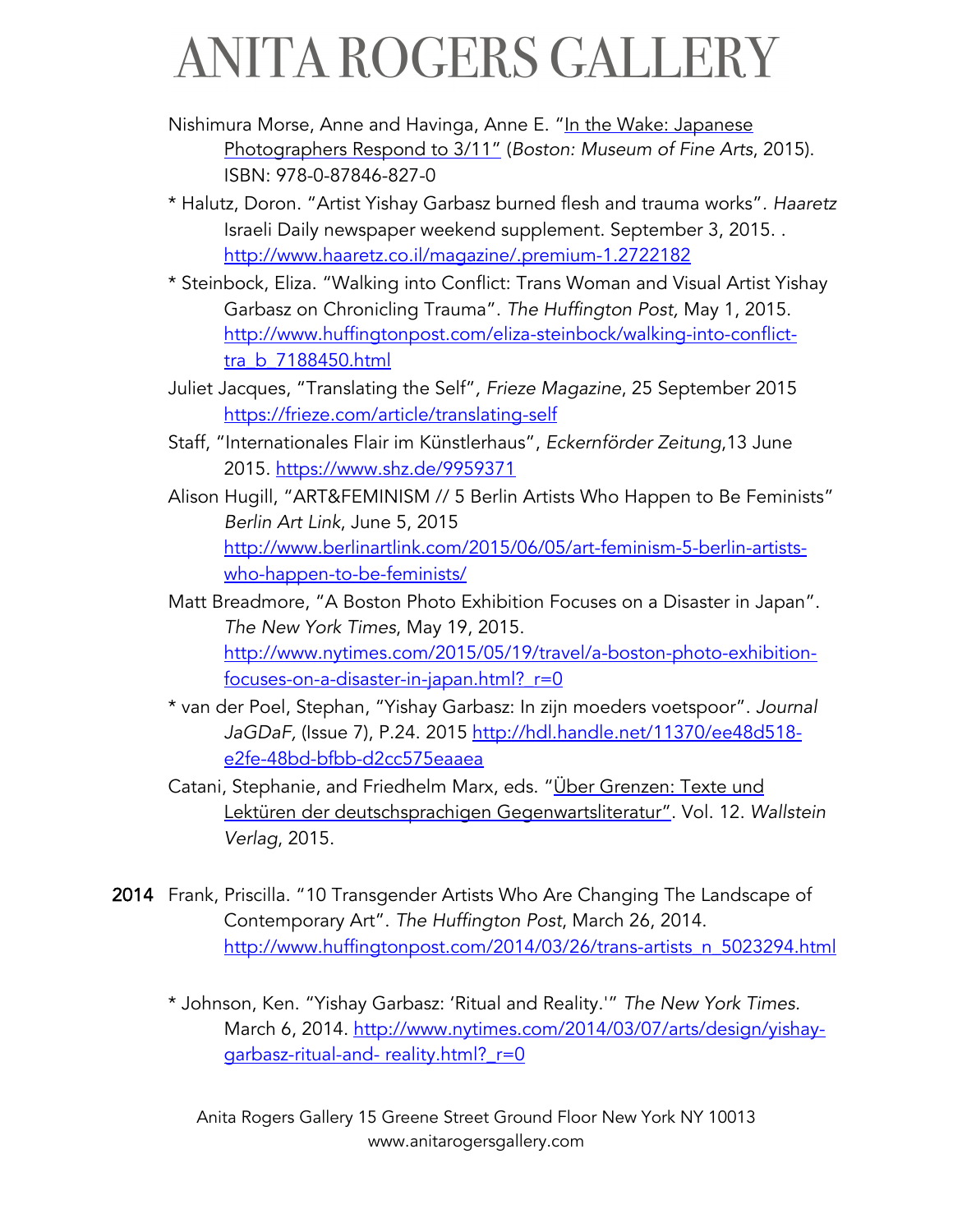Nishimura Morse, Anne and Havinga, Anne E. "In the Wake: Japanese Photographers Respond to 3/11" (*Boston: Museum of Fine Arts*, 2015). ISBN: 978-0-87846-827-0

* Halutz, Doron. "Artist Yishay Garbasz burned flesh and trauma works". *Haaretz* Israeli Daily newspaper weekend supplement. September 3, 2015. . http://www.haaretz.co.il/magazine/.premium-1.2722182

* Steinbock, Eliza. "Walking into Conflict: Trans Woman and Visual Artist Yishay Garbasz on Chronicling Trauma". *The Huffington Post*, May 1, 2015. http://www.huffingtonpost.com/eliza-steinbock/walking-into-conflict-tra_b_7188450.html

Juliet Jacques, "Translating the Self", *Frieze Magazine*, 25 September 2015 https://frieze.com/article/translating-self

Staff, "Internationales Flair im Künstlerhaus", *Eckernförder Zeitung*,13 June 2015. https://www.shz.de/9959371

Alison Hugill, "ART&FEMINISM // 5 Berlin Artists Who Happen to Be Feminists" *Berlin Art Link*, June 5, 2015 http://www.berlinartlink.com/2015/06/05/art-feminism-5-berlin-artists-who-happen-to-be-feminists/

Matt Breadmore, "A Boston Photo Exhibition Focuses on a Disaster in Japan". *The New York Times*, May 19, 2015. http://www.nytimes.com/2015/05/19/travel/a-boston-photo-exhibition-focuses-on-a-disaster-in-japan.html?_r=0

* van der Poel, Stephan, "Yishay Garbasz: In zijn moeders voetspoor". *Journal JaGDaF*, (Issue 7), P.24. 2015 http://hdl.handle.net/11370/ee48d518-e2fe-48bd-bfbb-d2cc575eaaea

Catani, Stephanie, and Friedhelm Marx, eds. "Über Grenzen: Texte und Lektüren der deutschsprachigen Gegenwartsliteratur". Vol. 12. *Wallstein Verlag*, 2015.

**2014** Frank, Priscilla. "10 Transgender Artists Who Are Changing The Landscape of Contemporary Art". *The Huffington Post*, March 26, 2014. http://www.huffingtonpost.com/2014/03/26/trans-artists_n_5023294.html

* Johnson, Ken. "Yishay Garbasz: 'Ritual and Reality.'" *The New York Times*. March 6, 2014. http://www.nytimes.com/2014/03/07/arts/design/yishay-garbasz-ritual-and- reality.html?_r=0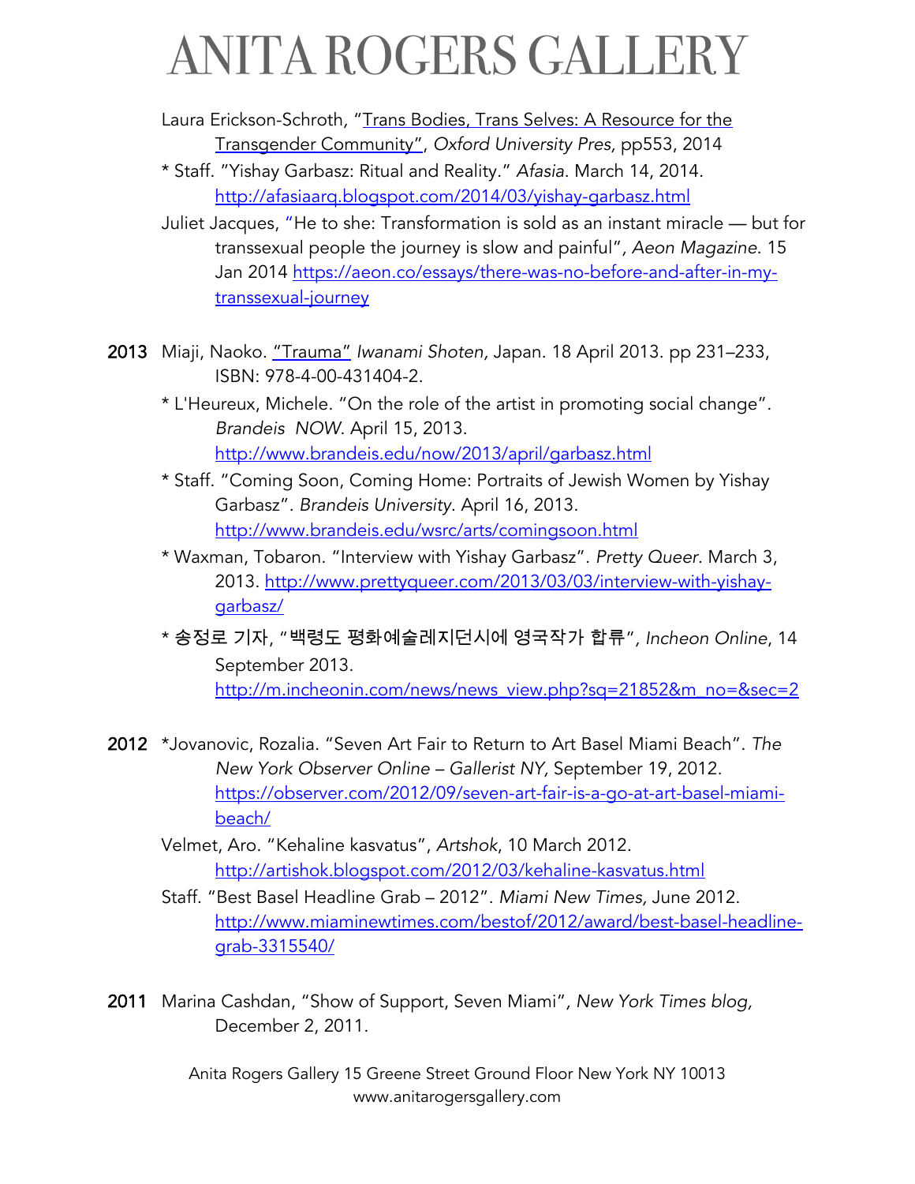Laura Erickson-Schroth, "Trans Bodies, Trans Selves: A Resource for the Transgender Community", *Oxford University Pres*, pp553, 2014

* Staff. "Yishay Garbasz: Ritual and Reality." *Afasia*. March 14, 2014. http://afasiaarq.blogspot.com/2014/03/yishay-garbasz.html

Juliet Jacques, "He to she: Transformation is sold as an instant miracle — but for transsexual people the journey is slow and painful", *Aeon Magazine*. 15 Jan 2014 https://aeon.co/essays/there-was-no-before-and-after-in-my-transsexual-journey

**2013** Miaji, Naoko. "Trauma" *Iwanami Shoten*, Japan. 18 April 2013. pp 231–233, ISBN: 978-4-00-431404-2.

* L'Heureux, Michele. "On the role of the artist in promoting social change". *Brandeis NOW*. April 15, 2013. http://www.brandeis.edu/now/2013/april/garbasz.html

* Staff. "Coming Soon, Coming Home: Portraits of Jewish Women by Yishay Garbasz". *Brandeis University*. April 16, 2013. http://www.brandeis.edu/wsrc/arts/comingsoon.html

* Waxman, Tobaron. "Interview with Yishay Garbasz". *Pretty Queer*. March 3, 2013. http://www.prettyqueer.com/2013/03/03/interview-with-yishay-garbasz/

* 송정로 기자, "백령도 평화예술레지던시에 영국작가 합류", *Incheon Online*, 14 September 2013. http://m.incheonin.com/news/news_view.php?sq=21852&m_no=&sec=2

**2012** *Jovanovic, Rozalia. "Seven Art Fair to Return to Art Basel Miami Beach". *The New York Observer Online – Gallerist NY*, September 19, 2012. https://observer.com/2012/09/seven-art-fair-is-a-go-at-art-basel-miami-beach/

Velmet, Aro. "Kehaline kasvatus", *Artshok*, 10 March 2012. http://artishok.blogspot.com/2012/03/kehaline-kasvatus.html

Staff. "Best Basel Headline Grab – 2012". *Miami New Times*, June 2012. http://www.miaminewtimes.com/bestof/2012/award/best-basel-headline-grab-3315540/

**2011** Marina Cashdan, "Show of Support, Seven Miami", *New York Times blog*, December 2, 2011.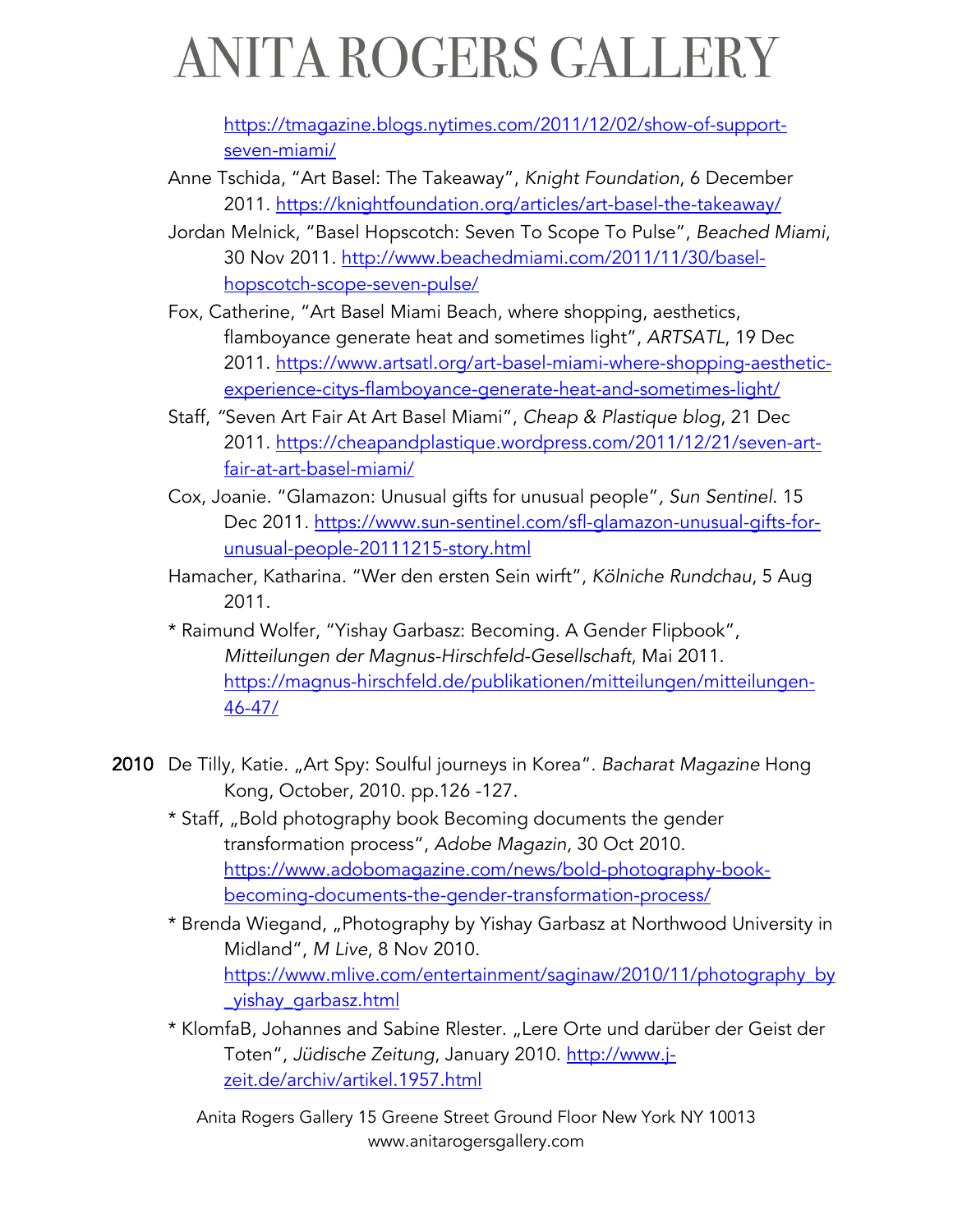https://tmagazine.blogs.nytimes.com/2011/12/02/show-of-support-seven-miami/

Anne Tschida, "Art Basel: The Takeaway", *Knight Foundation*, 6 December 2011. https://knightfoundation.org/articles/art-basel-the-takeaway/

Jordan Melnick, "Basel Hopscotch: Seven To Scope To Pulse", *Beached Miami*, 30 Nov 2011. http://www.beachedmiami.com/2011/11/30/basel-hopscotch-scope-seven-pulse/

Fox, Catherine, "Art Basel Miami Beach, where shopping, aesthetics, flamboyance generate heat and sometimes light", *ARTSATL*, 19 Dec 2011. https://www.artsatl.org/art-basel-miami-where-shopping-aesthetic-experience-citys-flamboyance-generate-heat-and-sometimes-light/

Staff, "Seven Art Fair At Art Basel Miami", *Cheap & Plastique blog*, 21 Dec 2011. https://cheapandplastique.wordpress.com/2011/12/21/seven-art-fair-at-art-basel-miami/

Cox, Joanie. "Glamazon: Unusual gifts for unusual people", *Sun Sentinel*. 15 Dec 2011. https://www.sun-sentinel.com/sfl-glamazon-unusual-gifts-for-unusual-people-20111215-story.html

Hamacher, Katharina. "Wer den ersten Sein wirft", *Kölniche Rundchau*, 5 Aug 2011.

* Raimund Wolfer, "Yishay Garbasz: Becoming. A Gender Flipbook", *Mitteilungen der Magnus-Hirschfeld-Gesellschaft*, Mai 2011. https://magnus-hirschfeld.de/publikationen/mitteilungen/mitteilungen-46-47/

**2010** De Tilly, Katie. „Art Spy: Soulful journeys in Korea". *Bacharat Magazine* Hong Kong, October, 2010. pp.126 -127.

* Staff, „Bold photography book Becoming documents the gender transformation process", *Adobe Magazin,* 30 Oct 2010. https://www.adobomagazine.com/news/bold-photography-book-becoming-documents-the-gender-transformation-process/

* Brenda Wiegand, „Photography by Yishay Garbasz at Northwood University in Midland", *M Live*, 8 Nov 2010. https://www.mlive.com/entertainment/saginaw/2010/11/photography_by_yishay_garbasz.html

* KlomfaB, Johannes and Sabine Rlester. „Lere Orte und darüber der Geist der Toten", *Jüdische Zeitung*, January 2010. http://www.j-zeit.de/archiv/artikel.1957.html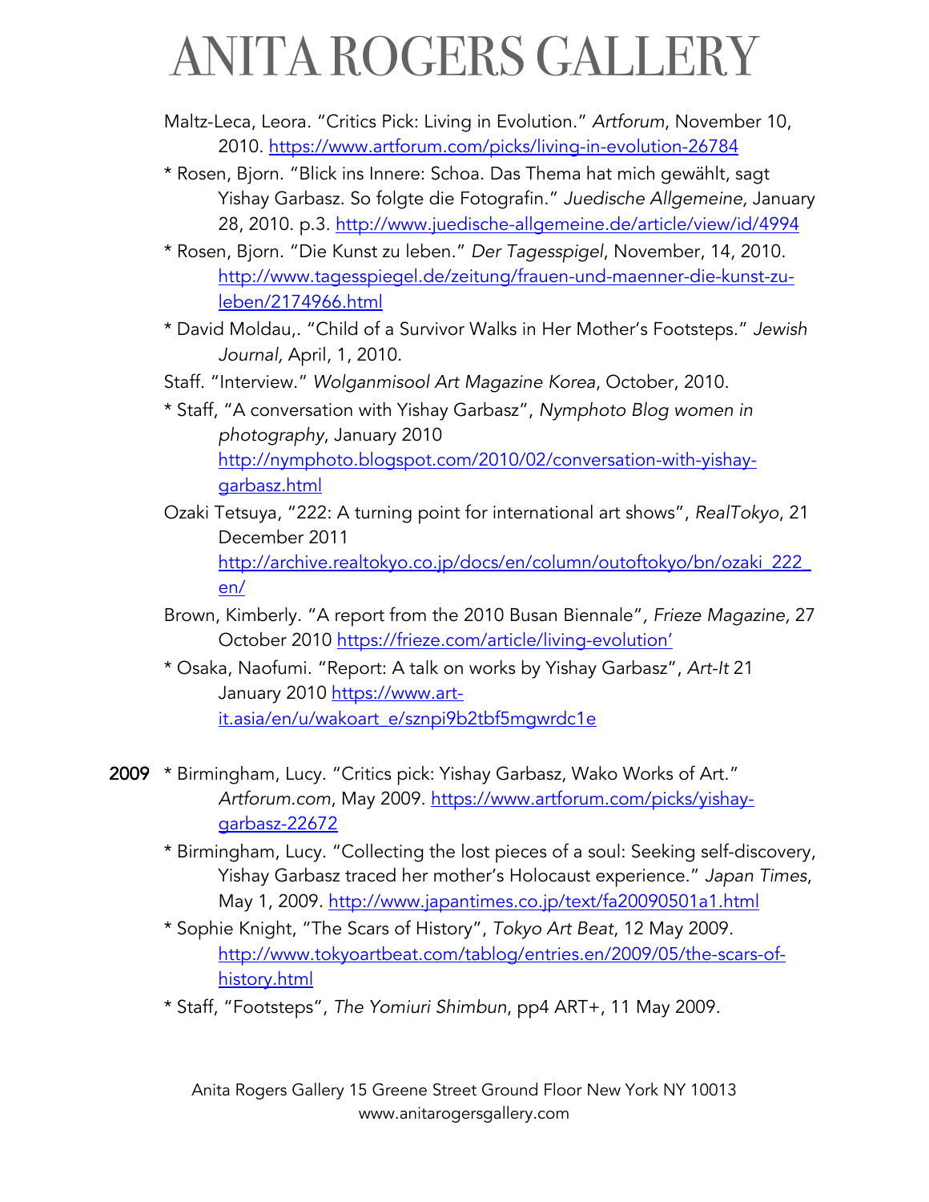Maltz-Leca, Leora. "Critics Pick: Living in Evolution." *Artforum*, November 10, 2010. https://www.artforum.com/picks/living-in-evolution-26784

* Rosen, Bjorn. "Blick ins Innere: Schoa. Das Thema hat mich gewählt, sagt Yishay Garbasz. So folgte die Fotografin." *Juedische Allgemeine,* January 28, 2010. p.3. http://www.juedische-allgemeine.de/article/view/id/4994

* Rosen, Bjorn. "Die Kunst zu leben." *Der Tagesspigel*, November, 14, 2010. http://www.tagesspiegel.de/zeitung/frauen-und-maenner-die-kunst-zu-leben/2174966.html

* David Moldau,. "Child of a Survivor Walks in Her Mother's Footsteps." *Jewish Journal,* April, 1, 2010.

Staff. "Interview." *Wolganmisool Art Magazine Korea*, October, 2010.

* Staff, "A conversation with Yishay Garbasz", *Nymphoto Blog women in photography*, January 2010 http://nymphoto.blogspot.com/2010/02/conversation-with-yishay-garbasz.html

Ozaki Tetsuya, "222: A turning point for international art shows", *RealTokyo*, 21 December 2011 http://archive.realtokyo.co.jp/docs/en/column/outoftokyo/bn/ozaki_222_en/

Brown, Kimberly. "A report from the 2010 Busan Biennale", *Frieze Magazine*, 27 October 2010 https://frieze.com/article/living-evolution'

* Osaka, Naofumi. "Report: A talk on works by Yishay Garbasz", *Art-It* 21 January 2010 https://www.art-it.asia/en/u/wakoart_e/sznpi9b2tbf5mgwrdc1e

**2009** * Birmingham, Lucy. "Critics pick: Yishay Garbasz, Wako Works of Art." *Artforum.com*, May 2009. https://www.artforum.com/picks/yishay-garbasz-22672

* Birmingham, Lucy. "Collecting the lost pieces of a soul: Seeking self-discovery, Yishay Garbasz traced her mother's Holocaust experience." *Japan Times*, May 1, 2009. http://www.japantimes.co.jp/text/fa20090501a1.html

* Sophie Knight, "The Scars of History", *Tokyo Art Beat*, 12 May 2009. http://www.tokyoartbeat.com/tablog/entries.en/2009/05/the-scars-of-history.html

* Staff, "Footsteps", *The Yomiuri Shimbun*, pp4 ART+, 11 May 2009.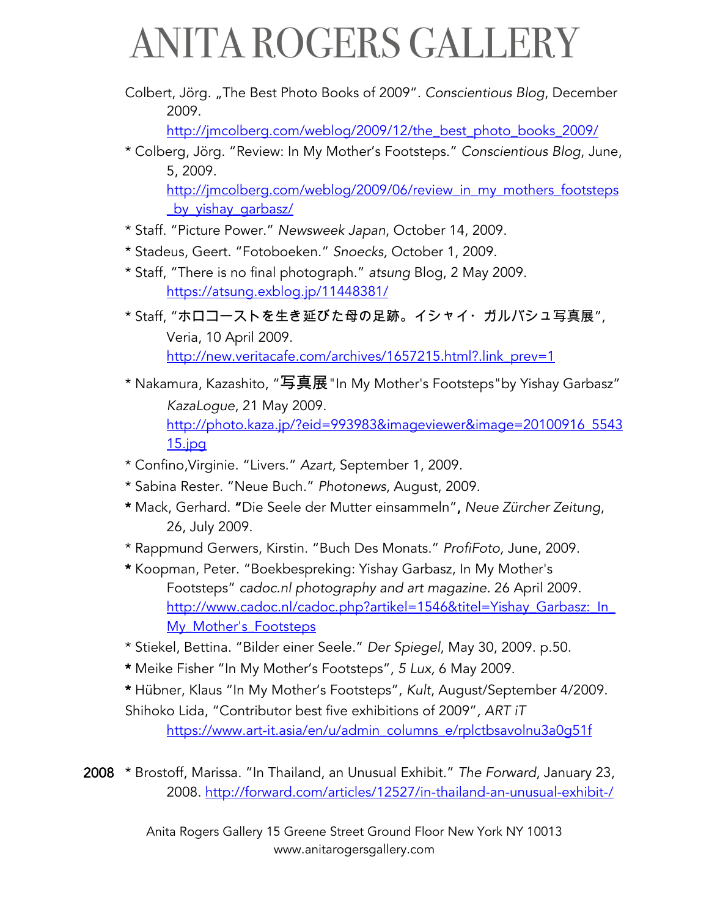Colbert, Jörg. „The Best Photo Books of 2009". *Conscientious Blog*, December 2009. http://jmcolberg.com/weblog/2009/12/the_best_photo_books_2009/

* Colberg, Jörg. "Review: In My Mother's Footsteps." *Conscientious Blog*, June, 5, 2009. http://jmcolberg.com/weblog/2009/06/review_in_my_mothers_footsteps_by_yishay_garbasz/

* Staff. "Picture Power." *Newsweek Japan*, October 14, 2009.

* Stadeus, Geert. "Fotoboeken." *Snoecks,* October 1, 2009.

* Staff, "There is no final photograph." *atsung* Blog, 2 May 2009. https://atsung.exblog.jp/11448381/

* Staff, "ホロコーストを生き延びた母の足跡。イシャイ・ガルバシュ写真展", Veria, 10 April 2009. http://new.veritacafe.com/archives/1657215.html?.link_prev=1

* Nakamura, Kazashito, "写真展"In My Mother's Footsteps"by Yishay Garbasz" *KazaLogue*, 21 May 2009. http://photo.kaza.jp/?eid=993983&imageviewer&image=20100916_554315.jpg

* Confino,Virginie. "Livers." *Azart,* September 1, 2009.

* Sabina Rester. "Neue Buch." *Photonews*, August, 2009.

**\*** Mack, Gerhard. **"**Die Seele der Mutter einsammeln"**,** *Neue Zürcher Zeitung*, 26, July 2009.

* Rappmund Gerwers, Kirstin. "Buch Des Monats." *ProfiFoto,* June, 2009.

**\*** Koopman, Peter. "Boekbespreking: Yishay Garbasz, In My Mother's Footsteps" *cadoc.nl photography and art magazine*. 26 April 2009. http://www.cadoc.nl/cadoc.php?artikel=1546&titel=Yishay_Garbasz:_In_My_Mother's_Footsteps

* Stiekel, Bettina. "Bilder einer Seele." *Der Spiegel*, May 30, 2009. p.50.

**\*** Meike Fisher "In My Mother's Footsteps", *5 Lux,* 6 May 2009.

**\*** Hübner, Klaus "In My Mother's Footsteps", *Kult*, August/September 4/2009.

Shihoko Lida, "Contributor best five exhibitions of 2009", *ART iT* https://www.art-it.asia/en/u/admin_columns_e/rplctbsavolnu3a0g51f

**2008** * Brostoff, Marissa. "In Thailand, an Unusual Exhibit." *The Forward*, January 23, 2008. http://forward.com/articles/12527/in-thailand-an-unusual-exhibit-/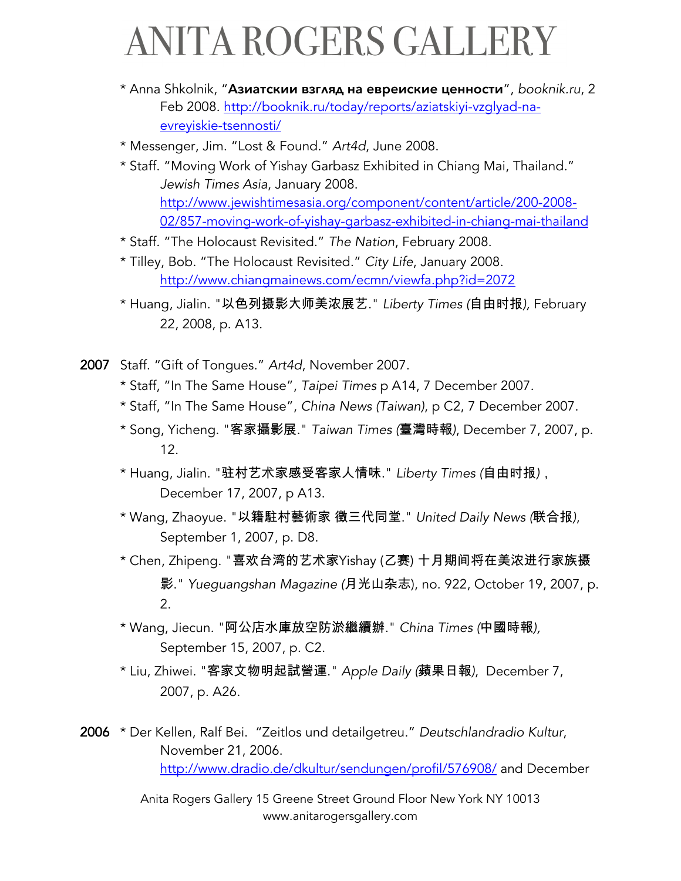* Anna Shkolnik, "**Азиатскии взгляд на евреиские ценности**", *booknik.ru*, 2 Feb 2008. http://booknik.ru/today/reports/aziatskiyi-vzglyad-na-evreyiskie-tsennosti/
* Messenger, Jim. "Lost & Found." *Art4d*, June 2008.
* Staff. "Moving Work of Yishay Garbasz Exhibited in Chiang Mai, Thailand." *Jewish Times Asia*, January 2008. http://www.jewishtimesasia.org/component/content/article/200-2008-02/857-moving-work-of-yishay-garbasz-exhibited-in-chiang-mai-thailand
* Staff. "The Holocaust Revisited." *The Nation*, February 2008.
* Tilley, Bob. "The Holocaust Revisited." *City Life*, January 2008. http://www.chiangmainews.com/ecmn/viewfa.php?id=2072
* Huang, Jialin. "以色列摄影大师美浓展艺." *Liberty Times (*自由时报*)*, February 22, 2008, p. A13.

**2007** Staff. "Gift of Tongues." *Art4d*, November 2007.

* Staff, "In The Same House", *Taipei Times* p A14, 7 December 2007.
* Staff, "In The Same House", *China News (Taiwan)*, p C2, 7 December 2007.
* Song, Yicheng. "客家攝影展." *Taiwan Times (*臺灣時報*)*, December 7, 2007, p. 12.
* Huang, Jialin. "驻村艺术家感受客家人情味." *Liberty Times (*自由时报*)* , December 17, 2007, p A13.
* Wang, Zhaoyue. "以籍駐村藝術家 徵三代同堂." *United Daily News (*联合报*)*, September 1, 2007, p. D8.
* Chen, Zhipeng. "喜欢台湾的艺术家Yishay (乙赛) 十月期间将在美浓进行家族摄影." *Yueguangshan Magazine (*月光山杂志*)*, no. 922, October 19, 2007, p. 2.
* Wang, Jiecun. "阿公店水庫放空防淤繼續辦." *China Times (*中國時報*)*, September 15, 2007, p. C2.
* Liu, Zhiwei. "客家文物明起試營運." *Apple Daily (*蘋果日報*)*, December 7, 2007, p. A26.

**2006** * Der Kellen, Ralf Bei. "Zeitlos und detailgetreu." *Deutschlandradio Kultur*, November 21, 2006. http://www.dradio.de/dkultur/sendungen/profil/576908/ and December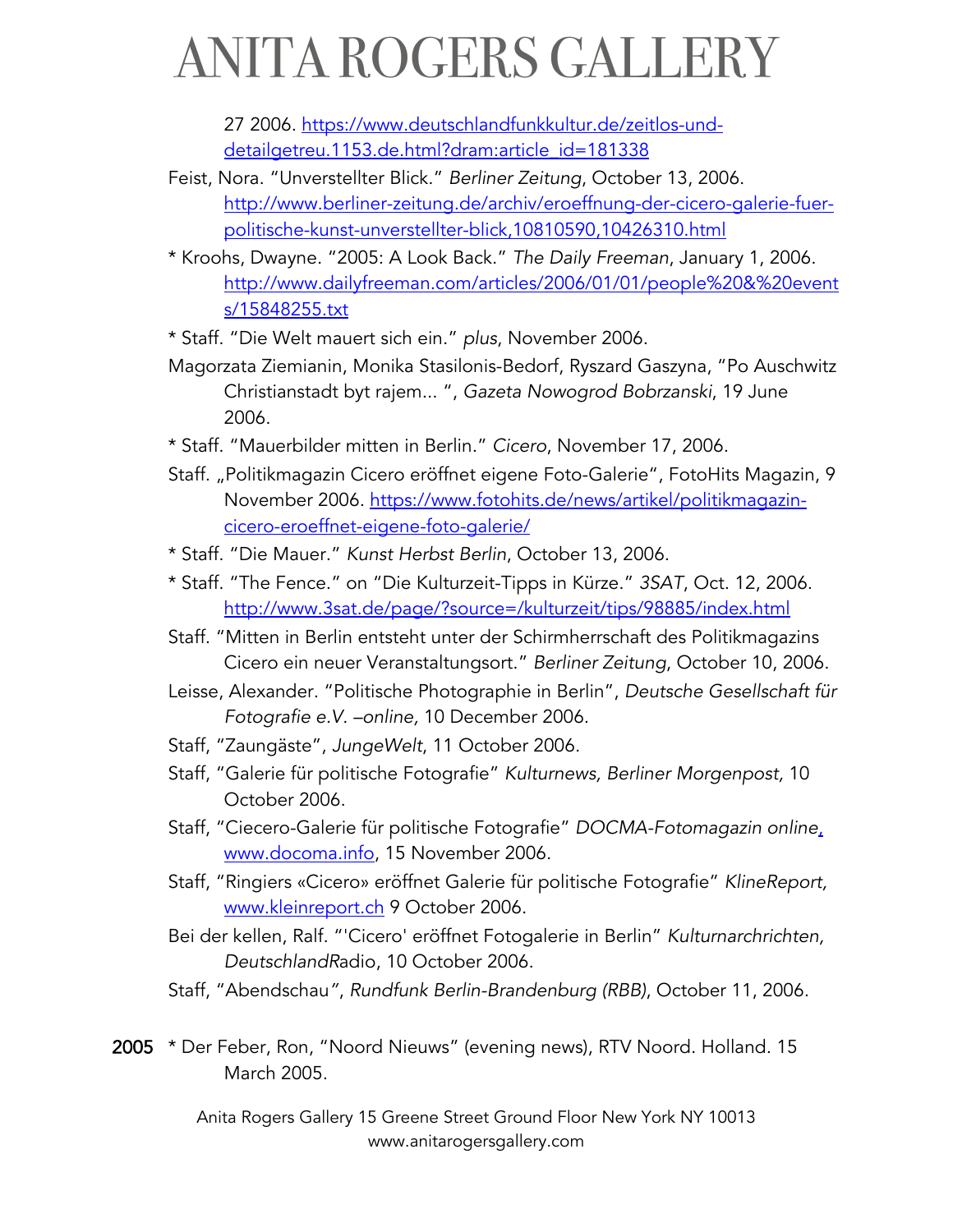27 2006. https://www.deutschlandfunkkultur.de/zeitlos-und-detailgetreu.1153.de.html?dram:article_id=181338

Feist, Nora. "Unverstellter Blick." *Berliner Zeitung*, October 13, 2006. http://www.berliner-zeitung.de/archiv/eroeffnung-der-cicero-galerie-fuer-politische-kunst-unverstellter-blick,10810590,10426310.html

* Kroohs, Dwayne. "2005: A Look Back." *The Daily Freeman*, January 1, 2006. http://www.dailyfreeman.com/articles/2006/01/01/people%20&%20events/15848255.txt

* Staff. "Die Welt mauert sich ein." *plus*, November 2006.

Magorzata Ziemianin, Monika Stasilonis-Bedorf, Ryszard Gaszyna, "Po Auschwitz Christianstadt byt rajem... ", *Gazeta Nowogrod Bobrzanski*, 19 June 2006.

* Staff. "Mauerbilder mitten in Berlin." *Cicero*, November 17, 2006.

Staff. „Politikmagazin Cicero eröffnet eigene Foto-Galerie", FotoHits Magazin, 9 November 2006. https://www.fotohits.de/news/artikel/politikmagazin-cicero-eroeffnet-eigene-foto-galerie/

* Staff. "Die Mauer." *Kunst Herbst Berlin*, October 13, 2006.

* Staff. "The Fence." on "Die Kulturzeit-Tipps in Kürze." *3SAT*, Oct. 12, 2006. http://www.3sat.de/page/?source=/kulturzeit/tips/98885/index.html

Staff. "Mitten in Berlin entsteht unter der Schirmherrschaft des Politikmagazins Cicero ein neuer Veranstaltungsort." *Berliner Zeitung*, October 10, 2006.

Leisse, Alexander. "Politische Photographie in Berlin", *Deutsche Gesellschaft für Fotografie e.V. –online,* 10 December 2006.

Staff, "Zaungäste", *JungeWelt*, 11 October 2006.

Staff, "Galerie für politische Fotografie" *Kulturnews, Berliner Morgenpost,* 10 October 2006.

Staff, "Ciecero-Galerie für politische Fotografie" *DOCMA-Fotomagazin online*, www.docoma.info, 15 November 2006.

Staff, "Ringiers «Cicero» eröffnet Galerie für politische Fotografie" *KlineReport,* www.kleinreport.ch 9 October 2006.

Bei der kellen, Ralf. "'Cicero' eröffnet Fotogalerie in Berlin" *Kulturnarchrichten, DeutschlandR*adio, 10 October 2006.

Staff, "Abendschau", *Rundfunk Berlin-Brandenburg (RBB)*, October 11, 2006.

**2005** * Der Feber, Ron, "Noord Nieuws" (evening news), RTV Noord. Holland. 15 March 2005.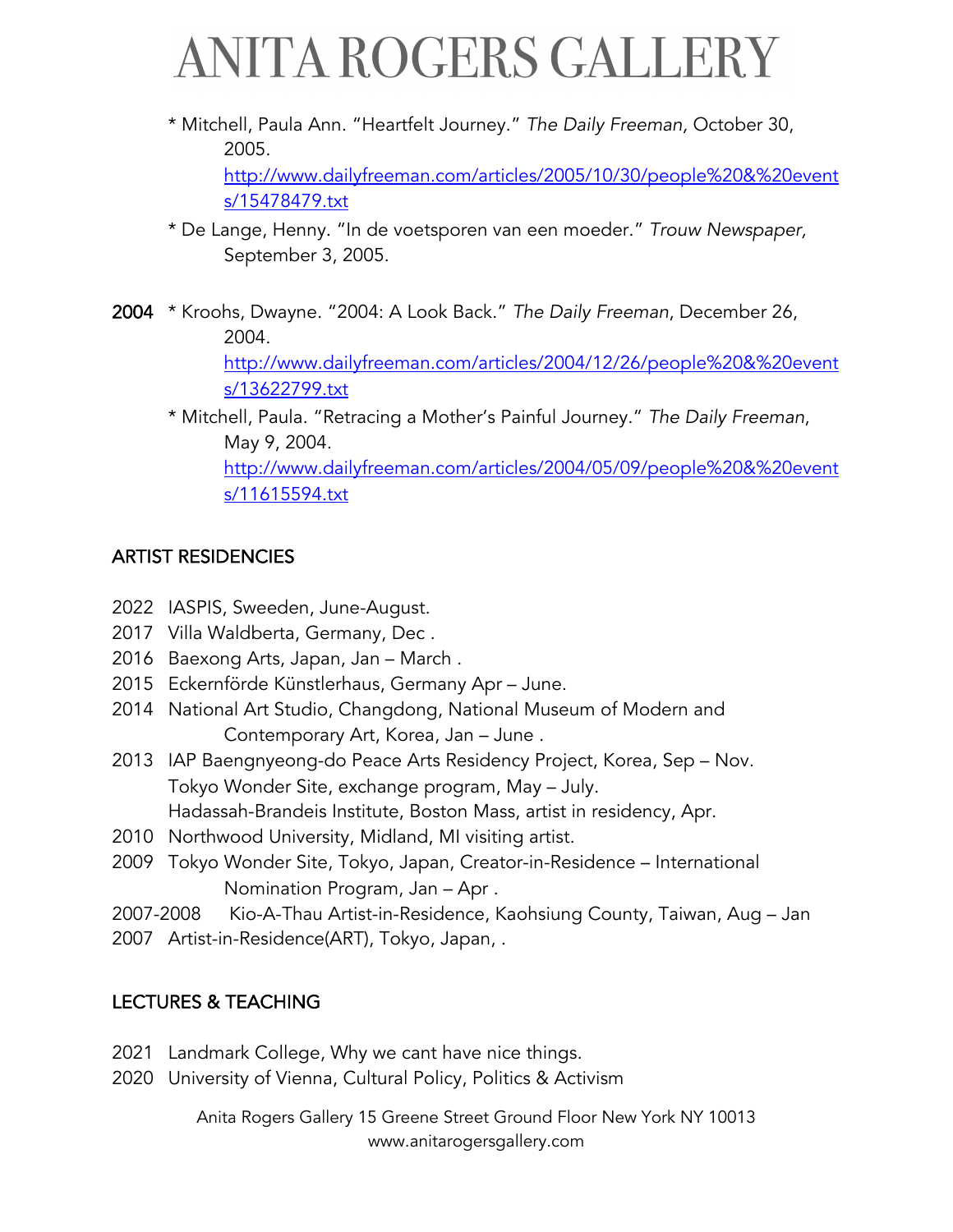* Mitchell, Paula Ann. "Heartfelt Journey." *The Daily Freeman,* October 30, 2005. [http://www.dailyfreeman.com/articles/2005/10/30/people%20&%20events/15478479.txt](http://www.dailyfreeman.com/articles/2005/10/30/people%20&%20events/15478479.txt)

* De Lange, Henny. "In de voetsporen van een moeder." *Trouw Newspaper,* September 3, 2005.

**2004** * Kroohs, Dwayne. "2004: A Look Back." *The Daily Freeman*, December 26, 2004. [http://www.dailyfreeman.com/articles/2004/12/26/people%20&%20events/13622799.txt](http://www.dailyfreeman.com/articles/2004/12/26/people%20&%20events/13622799.txt)

* Mitchell, Paula. "Retracing a Mother's Painful Journey." *The Daily Freeman*, May 9, 2004. [http://www.dailyfreeman.com/articles/2004/05/09/people%20&%20events/11615594.txt](http://www.dailyfreeman.com/articles/2004/05/09/people%20&%20events/11615594.txt)

## ARTIST RESIDENCIES

2022 IASPIS, Sweeden, June-August.
2017 Villa Waldberta, Germany, Dec .
2016 Baexong Arts, Japan, Jan – March .
2015 Eckernförde Künstlerhaus, Germany Apr – June.
2014 National Art Studio, Changdong, National Museum of Modern and Contemporary Art, Korea, Jan – June .
2013 IAP Baengnyeong-do Peace Arts Residency Project, Korea, Sep – Nov.
Tokyo Wonder Site, exchange program, May – July.
Hadassah-Brandeis Institute, Boston Mass, artist in residency, Apr.
2010 Northwood University, Midland, MI visiting artist.
2009 Tokyo Wonder Site, Tokyo, Japan, Creator-in-Residence – International Nomination Program, Jan – Apr .
2007-2008 Kio-A-Thau Artist-in-Residence, Kaohsiung County, Taiwan, Aug – Jan
2007 Artist-in-Residence(ART), Tokyo, Japan, .

## LECTURES & TEACHING

2021 Landmark College, Why we cant have nice things.
2020 University of Vienna, Cultural Policy, Politics & Activism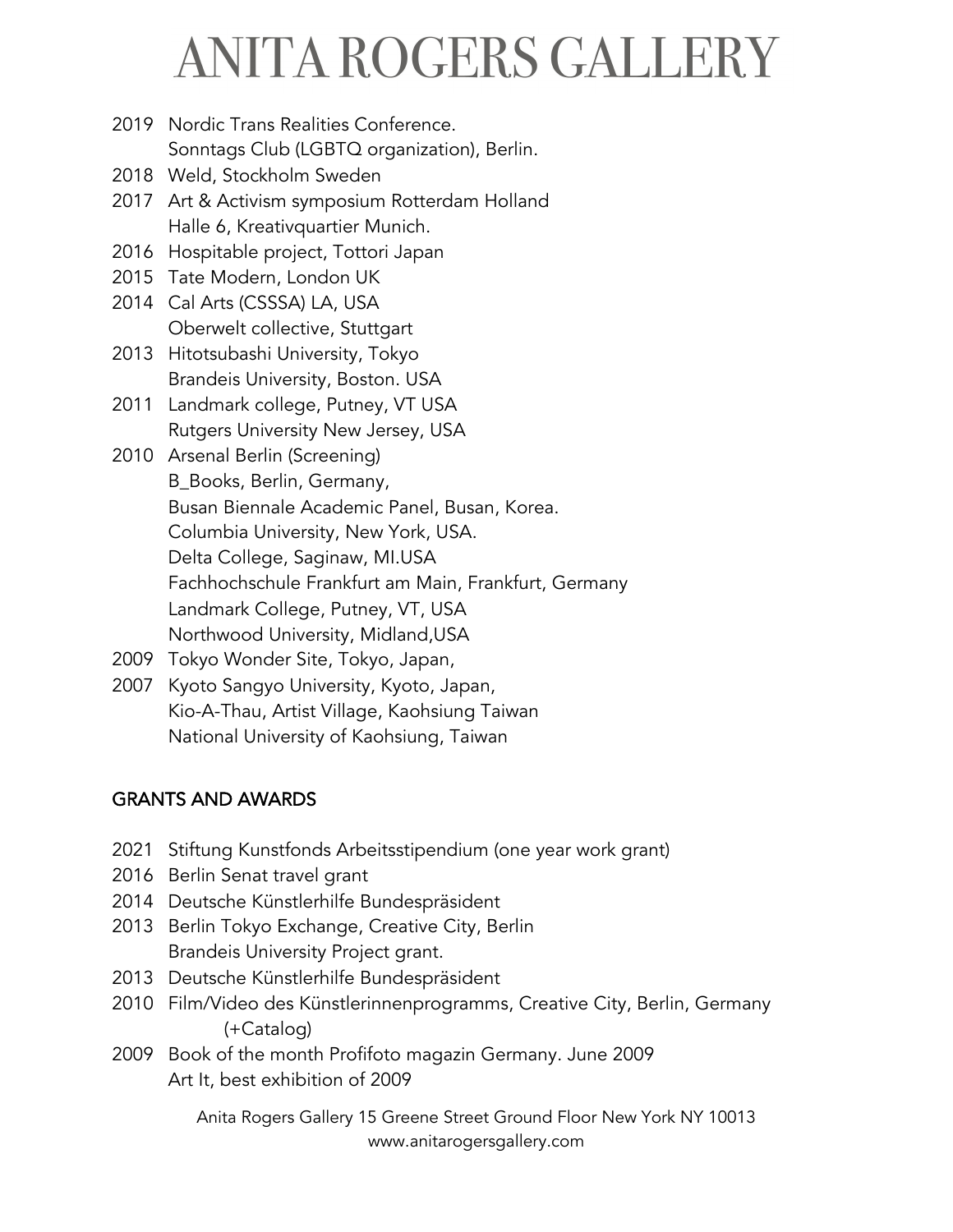2019 Nordic Trans Realities Conference.
Sonntags Club (LGBTQ organization), Berlin.
2018 Weld, Stockholm Sweden
2017 Art & Activism symposium Rotterdam Holland
Halle 6, Kreativquartier Munich.
2016 Hospitable project, Tottori Japan
2015 Tate Modern, London UK
2014 Cal Arts (CSSSA) LA, USA
Oberwelt collective, Stuttgart
2013 Hitotsubashi University, Tokyo
Brandeis University, Boston. USA
2011 Landmark college, Putney, VT USA
Rutgers University New Jersey, USA
2010 Arsenal Berlin (Screening)
B_Books, Berlin, Germany,
Busan Biennale Academic Panel, Busan, Korea.
Columbia University, New York, USA.
Delta College, Saginaw, MI.USA
Fachhochschule Frankfurt am Main, Frankfurt, Germany
Landmark College, Putney, VT, USA
Northwood University, Midland,USA
2009 Tokyo Wonder Site, Tokyo, Japan,
2007 Kyoto Sangyo University, Kyoto, Japan,
Kio-A-Thau, Artist Village, Kaohsiung Taiwan
National University of Kaohsiung, Taiwan

## GRANTS AND AWARDS

2021 Stiftung Kunstfonds Arbeitsstipendium (one year work grant)
2016 Berlin Senat travel grant
2014 Deutsche Künstlerhilfe Bundespräsident
2013 Berlin Tokyo Exchange, Creative City, Berlin
Brandeis University Project grant.
2013 Deutsche Künstlerhilfe Bundespräsident
2010 Film/Video des Künstlerinnenprogramms, Creative City, Berlin, Germany
(+Catalog)
2009 Book of the month Profifoto magazin Germany. June 2009
Art It, best exhibition of 2009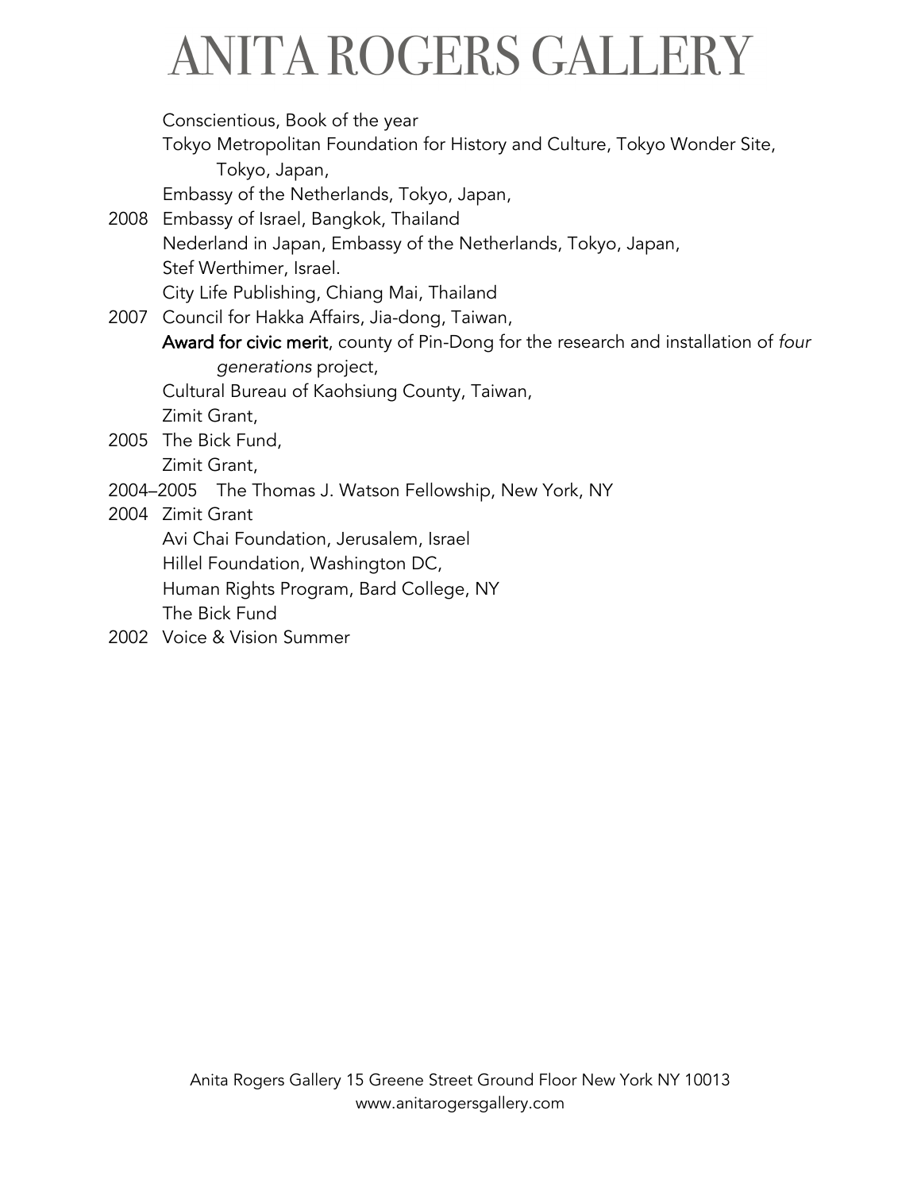Conscientious, Book of the year
Tokyo Metropolitan Foundation for History and Culture, Tokyo Wonder Site, Tokyo, Japan,
Embassy of the Netherlands, Tokyo, Japan,

2008 Embassy of Israel, Bangkok, Thailand
Nederland in Japan, Embassy of the Netherlands, Tokyo, Japan,
Stef Werthimer, Israel.
City Life Publishing, Chiang Mai, Thailand

2007 Council for Hakka Affairs, Jia-dong, Taiwan,
**Award for civic merit**, county of Pin-Dong for the research and installation of *four generations* project,
Cultural Bureau of Kaohsiung County, Taiwan,
Zimit Grant,

2005 The Bick Fund,
Zimit Grant,

2004–2005 The Thomas J. Watson Fellowship, New York, NY

2004 Zimit Grant
Avi Chai Foundation, Jerusalem, Israel
Hillel Foundation, Washington DC,
Human Rights Program, Bard College, NY
The Bick Fund

2002 Voice & Vision Summer